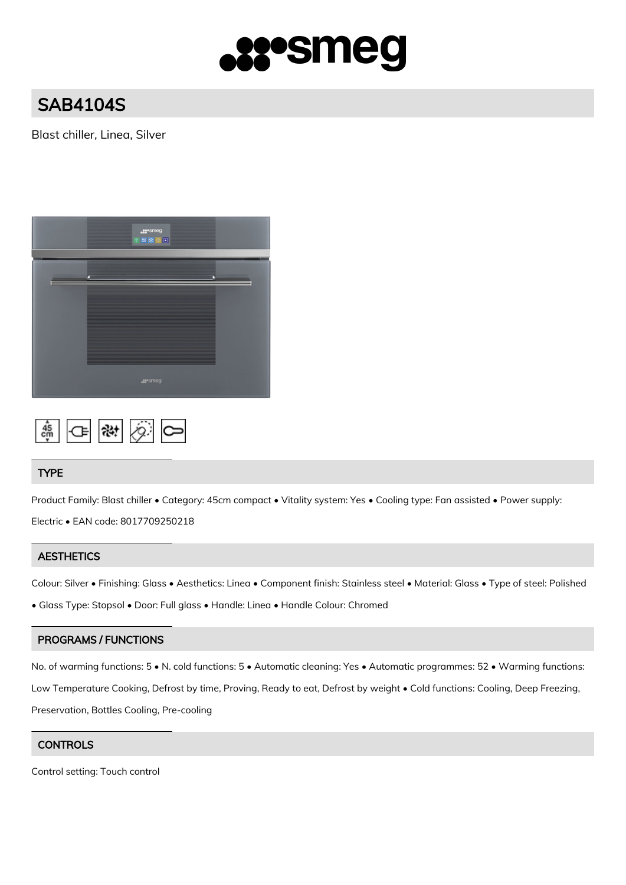# SAB4104S

Blast chiller, Linea, Silver

## TYPE

Product Family: Blast chiller • Category: 45cm compact • Vitality system: Yes • Cooling type: Fan assisted • Power supply: Electric • EAN code: 8017709250218

## AESTHETICS

Colour: Silver • Finishing: Glass • Aesthetics: Linea • Component finish: Stainless steel • Material: Glass • Type of steel: Polished • Glass Type: Stopsol • Door: Full glass • Handle: Linea • Handle Colour: Chromed

## PROGRAMS / FUNCTIONS

No. of warming functions: 5 • N. cold functions: 5 • Automatic cleaning: Yes • Automatic programmes: 52 • Warming functions: Low Temperature Cooking, Defrost by time, Proving, Ready to eat, Defrost by weight • Cold functions: Cooling, Deep Freezing, Preservation, Bottles Cooling, Pre-cooling

## CONTROLS

Control setting: Touch control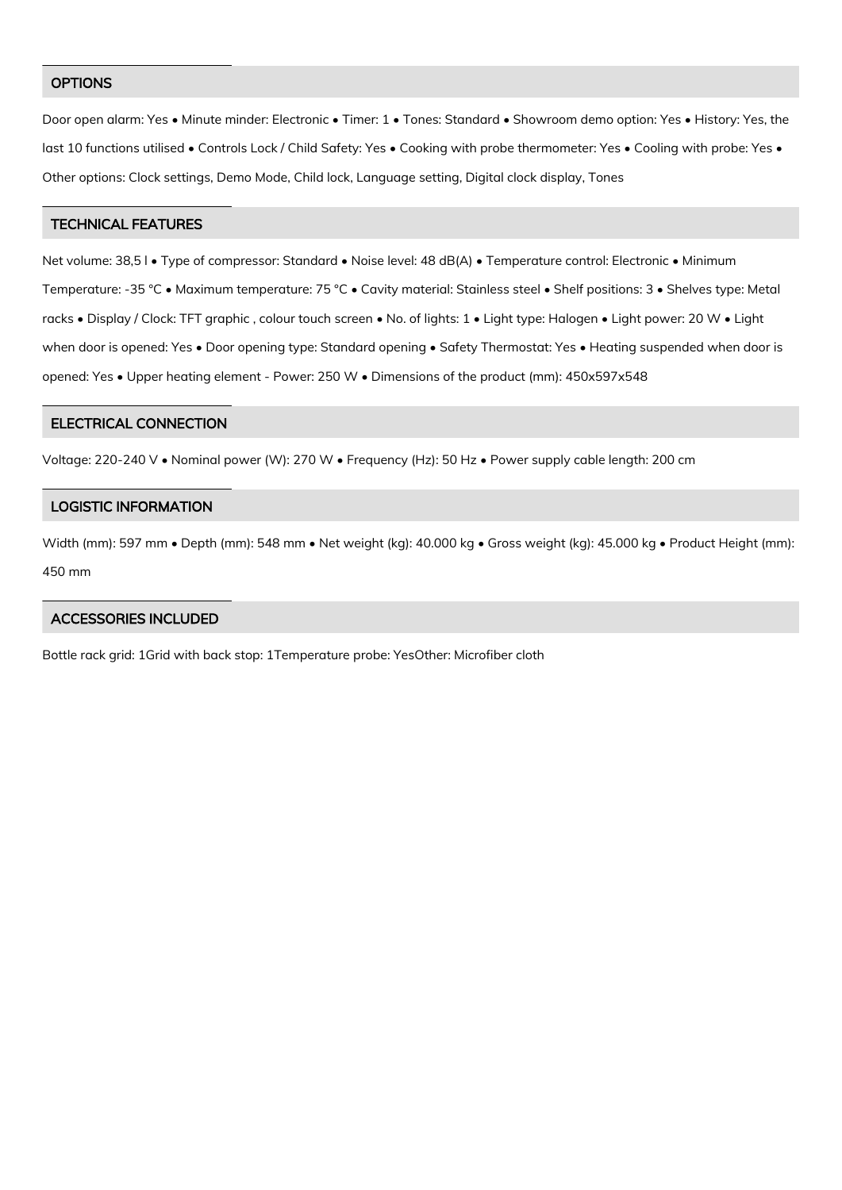## OPTIONS

Door open alarm: Yes • Minute minder: Electronic • Timer: 1 • Tones: Standard • Showroom demo option: Yes • History: Yes, the last 10 functions utilised • Controls Lock / Child Safety: Yes • Cooking with probe thermometer: Yes • Cooling with probe: Yes • Other options: Clock settings, Demo Mode, Child lock, Language setting, Digital clock display, Tones

## TECHNICAL FEATURES

Net volume: 38,5 l • Type of compressor: Standard • Noise level: 48 dB(A) • Temperature control: Electronic • Minimum Temperature: -35 °C • Maximum temperature: 75 °C • Cavity material: Stainless steel • Shelf positions: 3 • Shelves type: Metal racks • Display / Clock: TFT graphic , colour touch screen • No. of lights: 1 • Light type: Halogen • Light power: 20 W • Light when door is opened: Yes • Door opening type: Standard opening • Safety Thermostat: Yes • Heating suspended when door is opened: Yes • Upper heating element - Power: 250 W • Dimensions of the product (mm): 450x597x548

## ELECTRICAL CONNECTION

Voltage: 220-240 V • Nominal power (W): 270 W • Frequency (Hz): 50 Hz • Power supply cable length: 200 cm

## LOGISTIC INFORMATION

Width (mm): 597 mm • Depth (mm): 548 mm • Net weight (kg): 40.000 kg • Gross weight (kg): 45.000 kg • Product Height (mm): 450 mm

## ACCESSORIES INCLUDED

Bottle rack grid: 1Grid with back stop: 1Temperature probe: YesOther: Microfiber cloth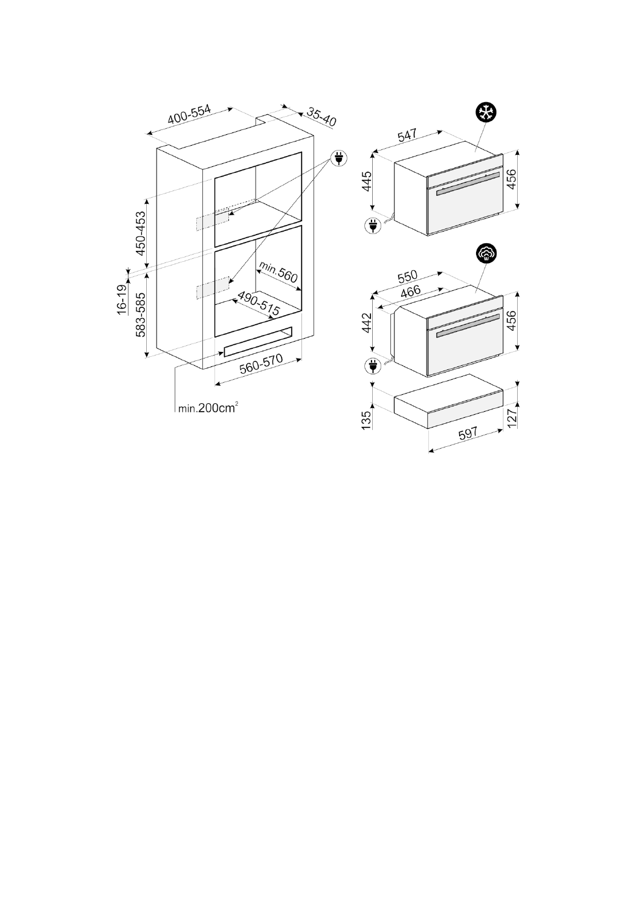400-554

35-40

450-453

16-19

583-585

min.560

490-515

560-570

min.200cm²

547

445

456

550

466

442

456

135

127

597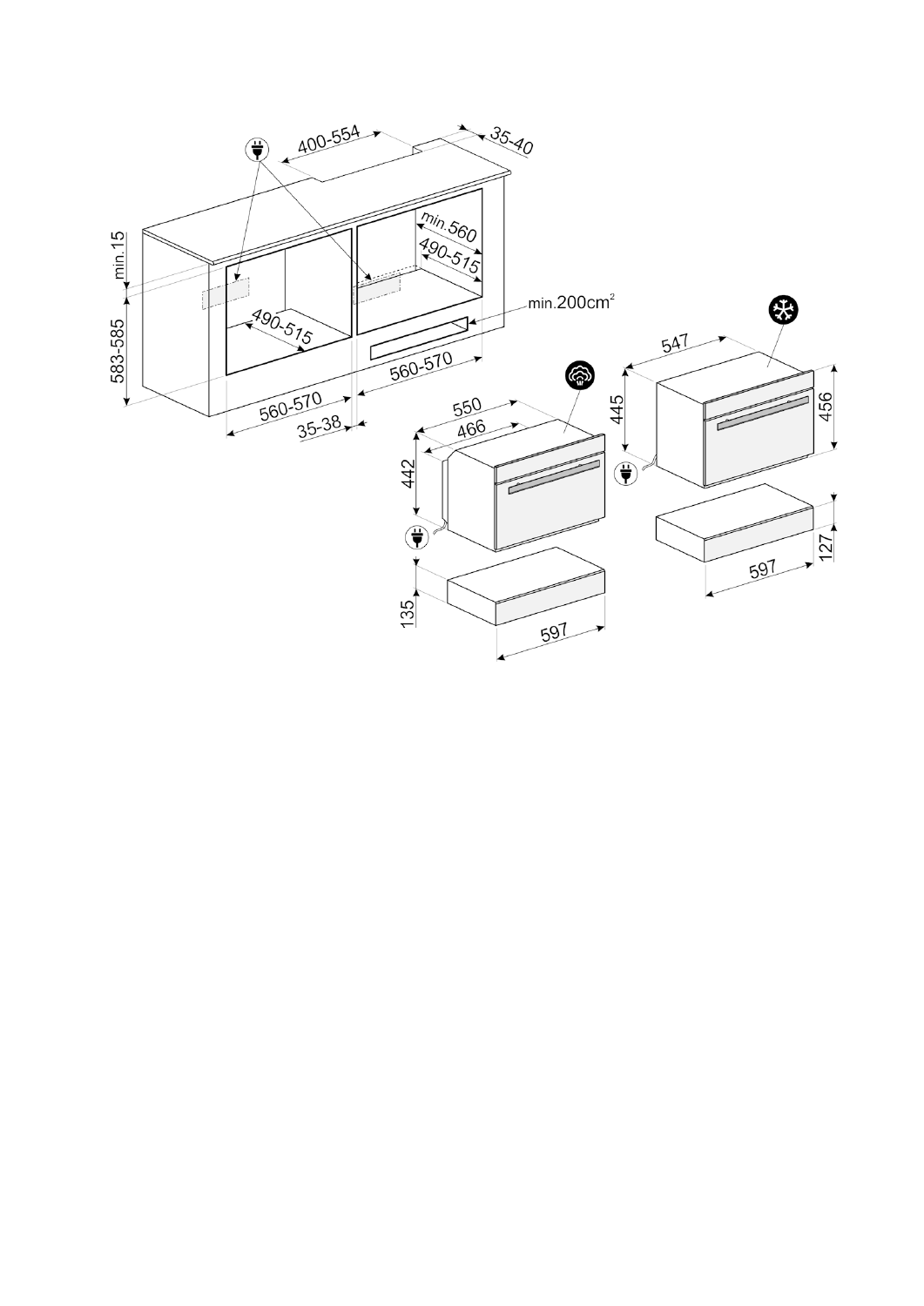400-554

35-40

min.15

583-585

min.560

490-515

490-515

min.200cm²

560-570

560-570

35-38

547

550

466

445

456

442

135

597

127

597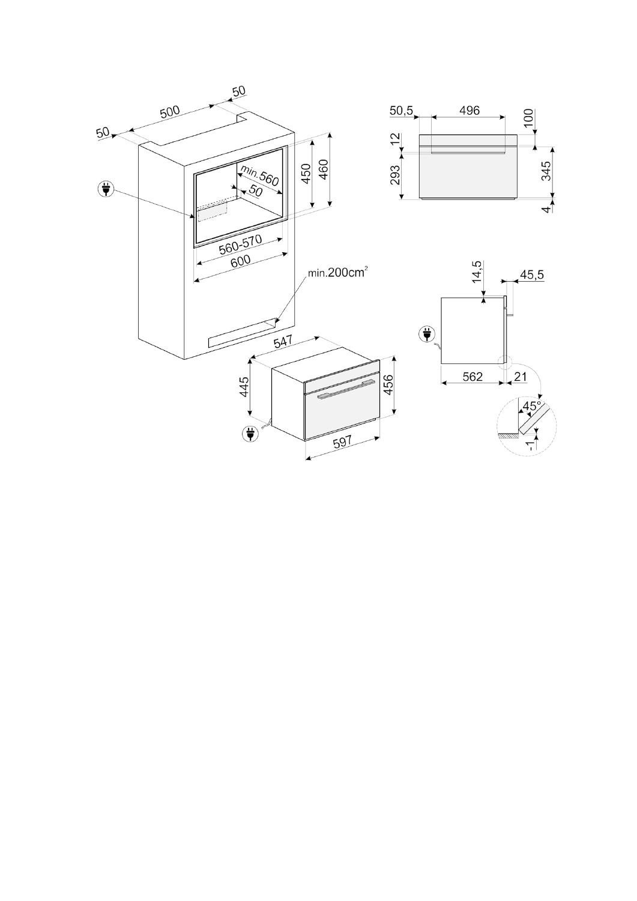50

500

50

min.560

50

450

460

560-570

600

min.200cm²

547

445

456

597

50,5

496

100

12

293

345

4

14,5

45,5

562

21

45°

-1